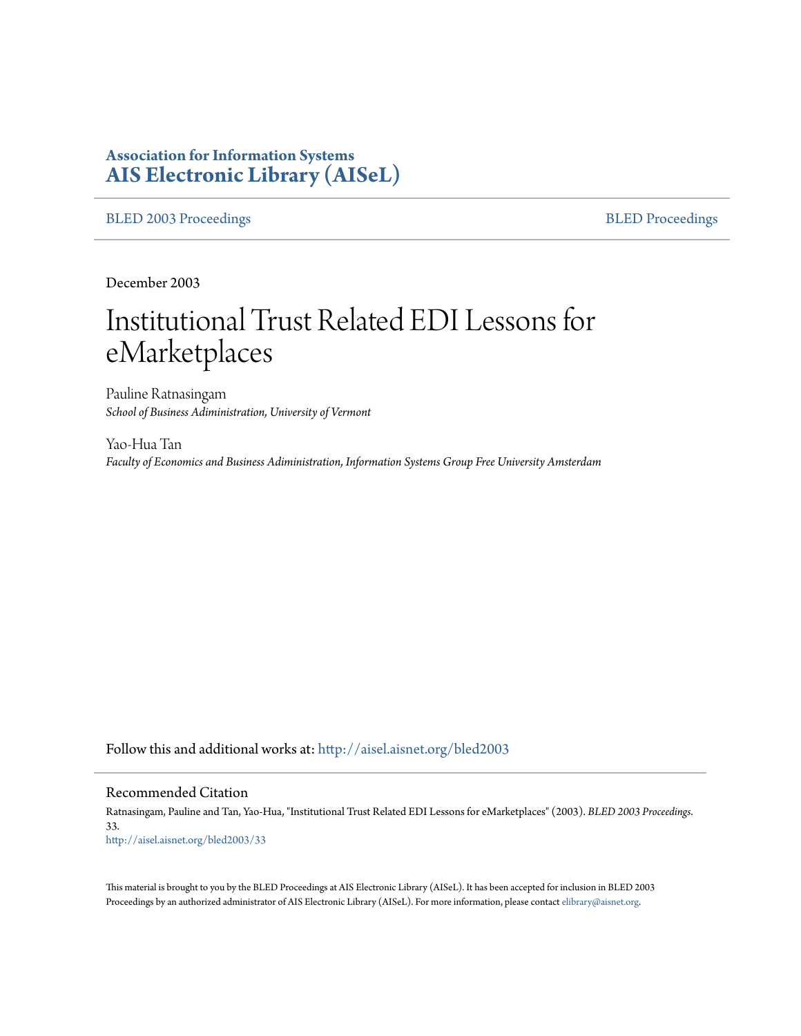**Association for Information Systems**
**AIS Electronic Library (AISeL)**

BLED 2003 Proceedings | BLED Proceedings

December 2003

# Institutional Trust Related EDI Lessons for eMarketplaces

Pauline Ratnasingam
*School of Business Adiministration, University of Vermont*

Yao-Hua Tan
*Faculty of Economics and Business Adiministration, Information Systems Group Free University Amsterdam*

Follow this and additional works at: http://aisel.aisnet.org/bled2003

## Recommended Citation

Ratnasingam, Pauline and Tan, Yao-Hua, "Institutional Trust Related EDI Lessons for eMarketplaces" (2003). *BLED 2003 Proceedings*. 33.
http://aisel.aisnet.org/bled2003/33

This material is brought to you by the BLED Proceedings at AIS Electronic Library (AISeL). It has been accepted for inclusion in BLED 2003 Proceedings by an authorized administrator of AIS Electronic Library (AISeL). For more information, please contact elibrary@aisnet.org.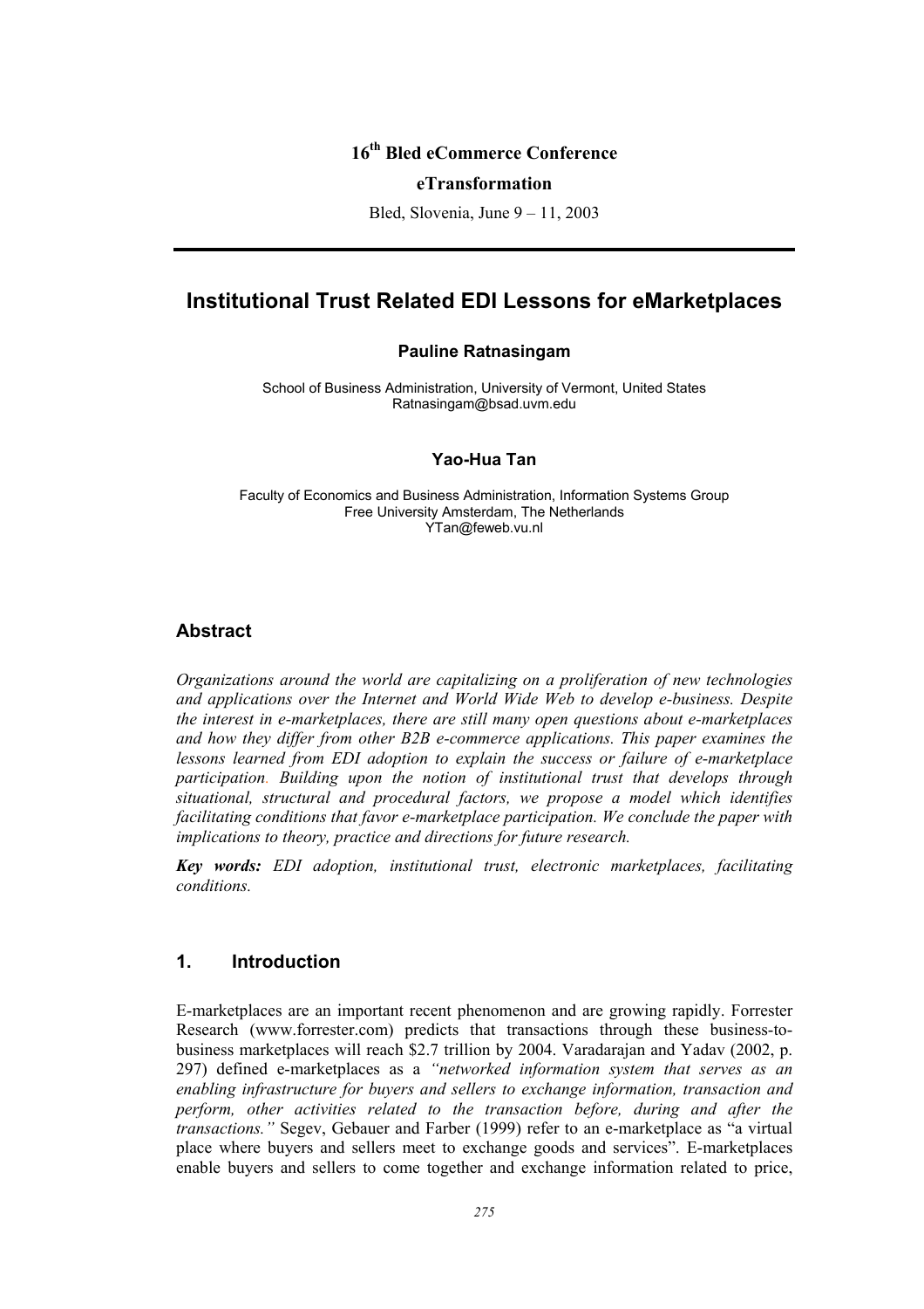16th Bled eCommerce Conference

eTransformation

Bled, Slovenia, June 9 – 11, 2003

# Institutional Trust Related EDI Lessons for eMarketplaces

**Pauline Ratnasingam**

School of Business Administration, University of Vermont, United States
Ratnasingam@bsad.uvm.edu

**Yao-Hua Tan**

Faculty of Economics and Business Administration, Information Systems Group
Free University Amsterdam, The Netherlands
YTan@feweb.vu.nl

## Abstract

*Organizations around the world are capitalizing on a proliferation of new technologies and applications over the Internet and World Wide Web to develop e-business. Despite the interest in e-marketplaces, there are still many open questions about e-marketplaces and how they differ from other B2B e-commerce applications. This paper examines the lessons learned from EDI adoption to explain the success or failure of e-marketplace participation. Building upon the notion of institutional trust that develops through situational, structural and procedural factors, we propose a model which identifies facilitating conditions that favor e-marketplace participation. We conclude the paper with implications to theory, practice and directions for future research.*

***Key words:*** *EDI adoption, institutional trust, electronic marketplaces, facilitating conditions.*

## 1. Introduction

E-marketplaces are an important recent phenomenon and are growing rapidly. Forrester Research (www.forrester.com) predicts that transactions through these business-to-business marketplaces will reach $2.7 trillion by 2004. Varadarajan and Yadav (2002, p. 297) defined e-marketplaces as a *"networked information system that serves as an enabling infrastructure for buyers and sellers to exchange information, transaction and perform, other activities related to the transaction before, during and after the transactions."* Segev, Gebauer and Farber (1999) refer to an e-marketplace as "a virtual place where buyers and sellers meet to exchange goods and services". E-marketplaces enable buyers and sellers to come together and exchange information related to price,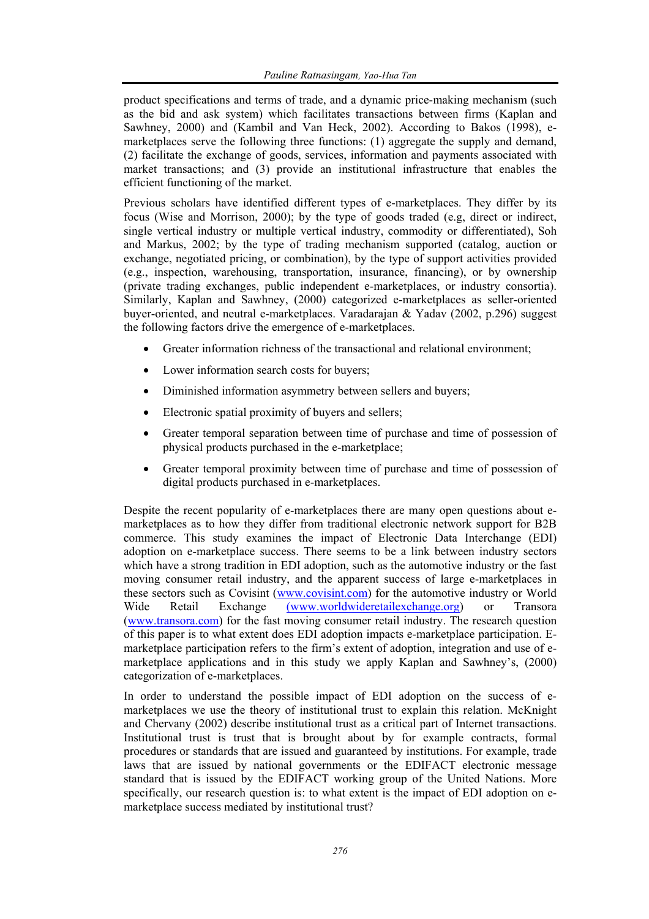product specifications and terms of trade, and a dynamic price-making mechanism (such as the bid and ask system) which facilitates transactions between firms (Kaplan and Sawhney, 2000) and (Kambil and Van Heck, 2002). According to Bakos (1998), e-marketplaces serve the following three functions: (1) aggregate the supply and demand, (2) facilitate the exchange of goods, services, information and payments associated with market transactions; and (3) provide an institutional infrastructure that enables the efficient functioning of the market.

Previous scholars have identified different types of e-marketplaces. They differ by its focus (Wise and Morrison, 2000); by the type of goods traded (e.g, direct or indirect, single vertical industry or multiple vertical industry, commodity or differentiated), Soh and Markus, 2002; by the type of trading mechanism supported (catalog, auction or exchange, negotiated pricing, or combination), by the type of support activities provided (e.g., inspection, warehousing, transportation, insurance, financing), or by ownership (private trading exchanges, public independent e-marketplaces, or industry consortia). Similarly, Kaplan and Sawhney, (2000) categorized e-marketplaces as seller-oriented buyer-oriented, and neutral e-marketplaces. Varadarajan & Yadav (2002, p.296) suggest the following factors drive the emergence of e-marketplaces.

- Greater information richness of the transactional and relational environment;
- Lower information search costs for buyers;
- Diminished information asymmetry between sellers and buyers;
- Electronic spatial proximity of buyers and sellers;
- Greater temporal separation between time of purchase and time of possession of physical products purchased in the e-marketplace;
- Greater temporal proximity between time of purchase and time of possession of digital products purchased in e-marketplaces.

Despite the recent popularity of e-marketplaces there are many open questions about e-marketplaces as to how they differ from traditional electronic network support for B2B commerce. This study examines the impact of Electronic Data Interchange (EDI) adoption on e-marketplace success. There seems to be a link between industry sectors which have a strong tradition in EDI adoption, such as the automotive industry or the fast moving consumer retail industry, and the apparent success of large e-marketplaces in these sectors such as Covisint (www.covisint.com) for the automotive industry or World Wide Retail Exchange (www.worldwideretailexchange.org) or Transora (www.transora.com) for the fast moving consumer retail industry. The research question of this paper is to what extent does EDI adoption impacts e-marketplace participation. E-marketplace participation refers to the firm's extent of adoption, integration and use of e-marketplace applications and in this study we apply Kaplan and Sawhney's, (2000) categorization of e-marketplaces.

In order to understand the possible impact of EDI adoption on the success of e-marketplaces we use the theory of institutional trust to explain this relation. McKnight and Chervany (2002) describe institutional trust as a critical part of Internet transactions. Institutional trust is trust that is brought about by for example contracts, formal procedures or standards that are issued and guaranteed by institutions. For example, trade laws that are issued by national governments or the EDIFACT electronic message standard that is issued by the EDIFACT working group of the United Nations. More specifically, our research question is: to what extent is the impact of EDI adoption on e-marketplace success mediated by institutional trust?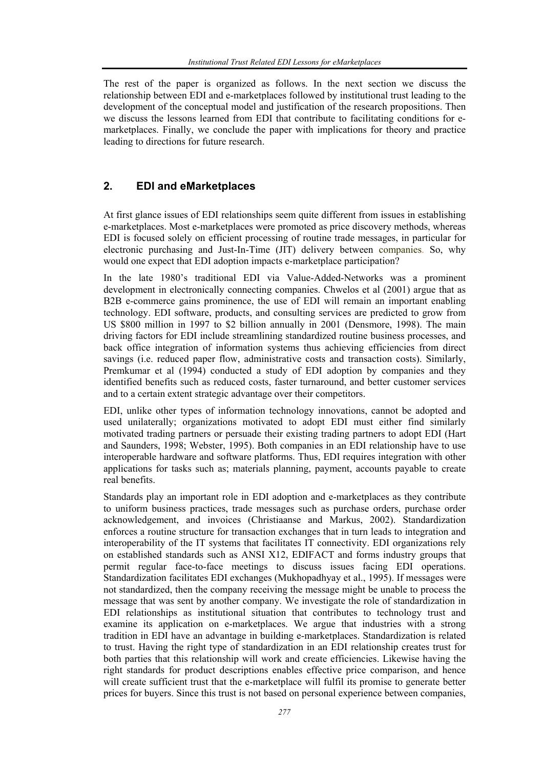The rest of the paper is organized as follows. In the next section we discuss the relationship between EDI and e-marketplaces followed by institutional trust leading to the development of the conceptual model and justification of the research propositions. Then we discuss the lessons learned from EDI that contribute to facilitating conditions for e-marketplaces. Finally, we conclude the paper with implications for theory and practice leading to directions for future research.

## 2. EDI and eMarketplaces

At first glance issues of EDI relationships seem quite different from issues in establishing e-marketplaces. Most e-marketplaces were promoted as price discovery methods, whereas EDI is focused solely on efficient processing of routine trade messages, in particular for electronic purchasing and Just-In-Time (JIT) delivery between companies. So, why would one expect that EDI adoption impacts e-marketplace participation?

In the late 1980's traditional EDI via Value-Added-Networks was a prominent development in electronically connecting companies. Chwelos et al (2001) argue that as B2B e-commerce gains prominence, the use of EDI will remain an important enabling technology. EDI software, products, and consulting services are predicted to grow from US $800 million in 1997 to $2 billion annually in 2001 (Densmore, 1998). The main driving factors for EDI include streamlining standardized routine business processes, and back office integration of information systems thus achieving efficiencies from direct savings (i.e. reduced paper flow, administrative costs and transaction costs). Similarly, Premkumar et al (1994) conducted a study of EDI adoption by companies and they identified benefits such as reduced costs, faster turnaround, and better customer services and to a certain extent strategic advantage over their competitors.

EDI, unlike other types of information technology innovations, cannot be adopted and used unilaterally; organizations motivated to adopt EDI must either find similarly motivated trading partners or persuade their existing trading partners to adopt EDI (Hart and Saunders, 1998; Webster, 1995). Both companies in an EDI relationship have to use interoperable hardware and software platforms. Thus, EDI requires integration with other applications for tasks such as; materials planning, payment, accounts payable to create real benefits.

Standards play an important role in EDI adoption and e-marketplaces as they contribute to uniform business practices, trade messages such as purchase orders, purchase order acknowledgement, and invoices (Christiaanse and Markus, 2002). Standardization enforces a routine structure for transaction exchanges that in turn leads to integration and interoperability of the IT systems that facilitates IT connectivity. EDI organizations rely on established standards such as ANSI X12, EDIFACT and forms industry groups that permit regular face-to-face meetings to discuss issues facing EDI operations. Standardization facilitates EDI exchanges (Mukhopadhyay et al., 1995). If messages were not standardized, then the company receiving the message might be unable to process the message that was sent by another company. We investigate the role of standardization in EDI relationships as institutional situation that contributes to technology trust and examine its application on e-marketplaces. We argue that industries with a strong tradition in EDI have an advantage in building e-marketplaces. Standardization is related to trust. Having the right type of standardization in an EDI relationship creates trust for both parties that this relationship will work and create efficiencies. Likewise having the right standards for product descriptions enables effective price comparison, and hence will create sufficient trust that the e-marketplace will fulfil its promise to generate better prices for buyers. Since this trust is not based on personal experience between companies,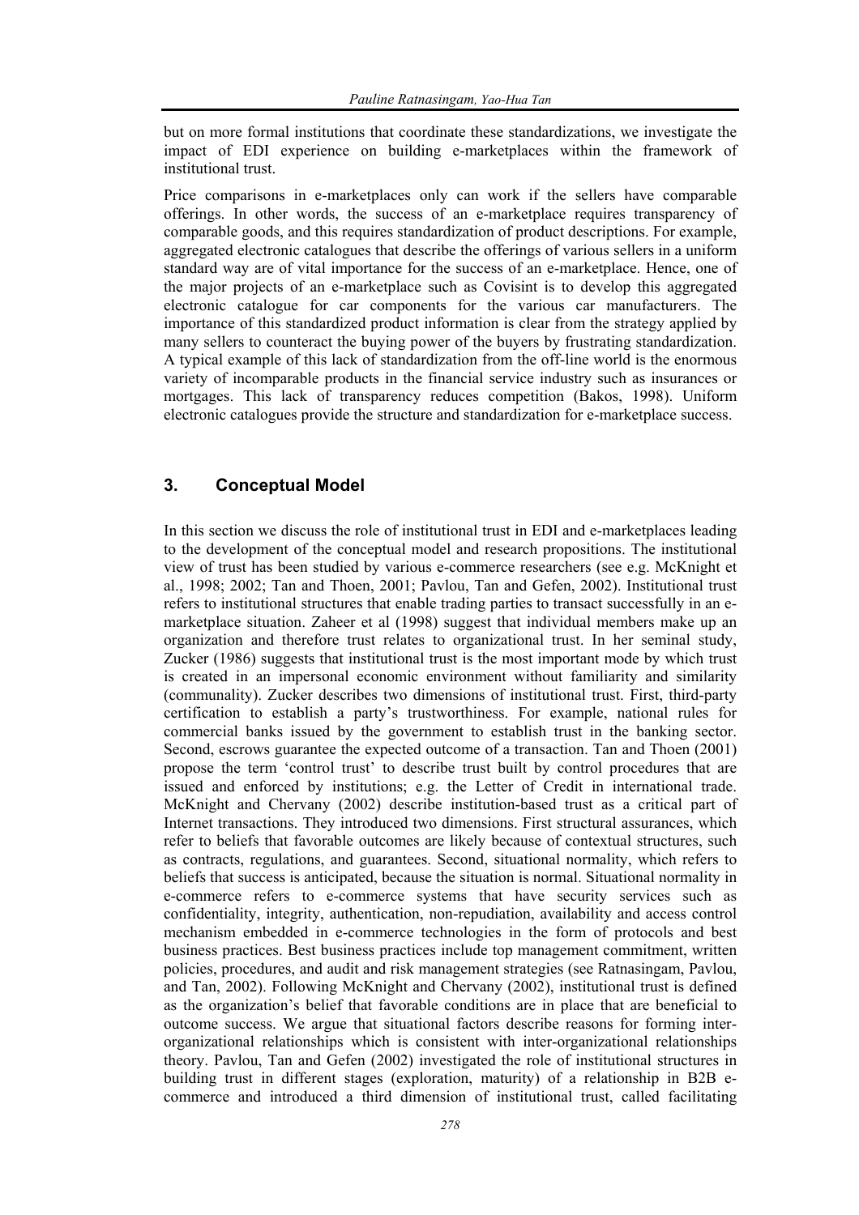but on more formal institutions that coordinate these standardizations, we investigate the impact of EDI experience on building e-marketplaces within the framework of institutional trust.

Price comparisons in e-marketplaces only can work if the sellers have comparable offerings. In other words, the success of an e-marketplace requires transparency of comparable goods, and this requires standardization of product descriptions. For example, aggregated electronic catalogues that describe the offerings of various sellers in a uniform standard way are of vital importance for the success of an e-marketplace. Hence, one of the major projects of an e-marketplace such as Covisint is to develop this aggregated electronic catalogue for car components for the various car manufacturers. The importance of this standardized product information is clear from the strategy applied by many sellers to counteract the buying power of the buyers by frustrating standardization. A typical example of this lack of standardization from the off-line world is the enormous variety of incomparable products in the financial service industry such as insurances or mortgages. This lack of transparency reduces competition (Bakos, 1998). Uniform electronic catalogues provide the structure and standardization for e-marketplace success.

## 3. Conceptual Model

In this section we discuss the role of institutional trust in EDI and e-marketplaces leading to the development of the conceptual model and research propositions. The institutional view of trust has been studied by various e-commerce researchers (see e.g. McKnight et al., 1998; 2002; Tan and Thoen, 2001; Pavlou, Tan and Gefen, 2002). Institutional trust refers to institutional structures that enable trading parties to transact successfully in an e-marketplace situation. Zaheer et al (1998) suggest that individual members make up an organization and therefore trust relates to organizational trust. In her seminal study, Zucker (1986) suggests that institutional trust is the most important mode by which trust is created in an impersonal economic environment without familiarity and similarity (communality). Zucker describes two dimensions of institutional trust. First, third-party certification to establish a party's trustworthiness. For example, national rules for commercial banks issued by the government to establish trust in the banking sector. Second, escrows guarantee the expected outcome of a transaction. Tan and Thoen (2001) propose the term 'control trust' to describe trust built by control procedures that are issued and enforced by institutions; e.g. the Letter of Credit in international trade. McKnight and Chervany (2002) describe institution-based trust as a critical part of Internet transactions. They introduced two dimensions. First structural assurances, which refer to beliefs that favorable outcomes are likely because of contextual structures, such as contracts, regulations, and guarantees. Second, situational normality, which refers to beliefs that success is anticipated, because the situation is normal. Situational normality in e-commerce refers to e-commerce systems that have security services such as confidentiality, integrity, authentication, non-repudiation, availability and access control mechanism embedded in e-commerce technologies in the form of protocols and best business practices. Best business practices include top management commitment, written policies, procedures, and audit and risk management strategies (see Ratnasingam, Pavlou, and Tan, 2002). Following McKnight and Chervany (2002), institutional trust is defined as the organization's belief that favorable conditions are in place that are beneficial to outcome success. We argue that situational factors describe reasons for forming inter-organizational relationships which is consistent with inter-organizational relationships theory. Pavlou, Tan and Gefen (2002) investigated the role of institutional structures in building trust in different stages (exploration, maturity) of a relationship in B2B e-commerce and introduced a third dimension of institutional trust, called facilitating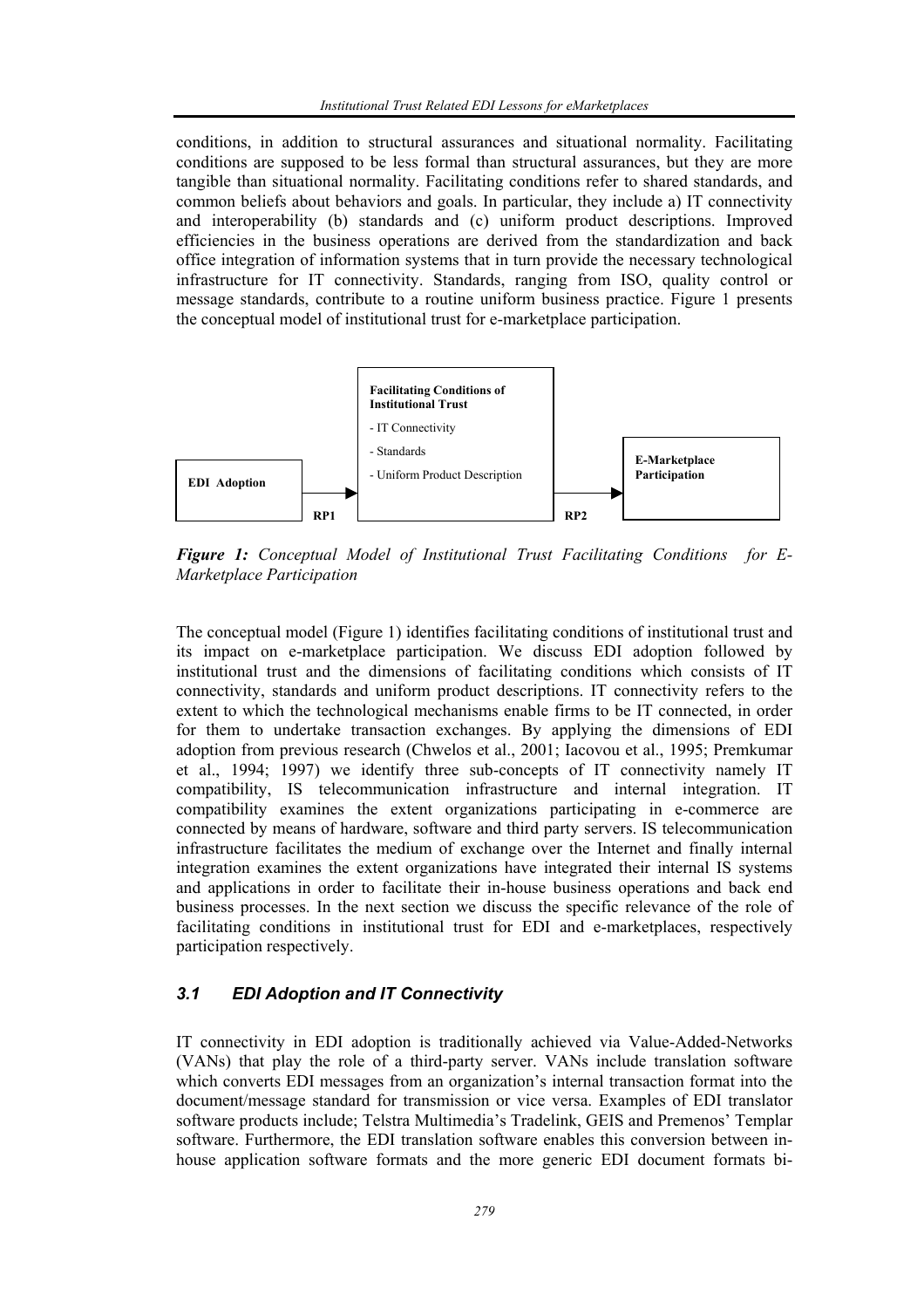conditions, in addition to structural assurances and situational normality. Facilitating conditions are supposed to be less formal than structural assurances, but they are more tangible than situational normality. Facilitating conditions refer to shared standards, and common beliefs about behaviors and goals. In particular, they include a) IT connectivity and interoperability (b) standards and (c) uniform product descriptions. Improved efficiencies in the business operations are derived from the standardization and back office integration of information systems that in turn provide the necessary technological infrastructure for IT connectivity. Standards, ranging from ISO, quality control or message standards, contribute to a routine uniform business practice. Figure 1 presents the conceptual model of institutional trust for e-marketplace participation.

**EDI Adoption** —RP1→ **Facilitating Conditions of Institutional Trust** (- IT Connectivity; - Standards; - Uniform Product Description) —RP2→ **E-Marketplace Participation**

***Figure 1:*** *Conceptual Model of Institutional Trust Facilitating Conditions for E-Marketplace Participation*

The conceptual model (Figure 1) identifies facilitating conditions of institutional trust and its impact on e-marketplace participation. We discuss EDI adoption followed by institutional trust and the dimensions of facilitating conditions which consists of IT connectivity, standards and uniform product descriptions. IT connectivity refers to the extent to which the technological mechanisms enable firms to be IT connected, in order for them to undertake transaction exchanges. By applying the dimensions of EDI adoption from previous research (Chwelos et al., 2001; Iacovou et al., 1995; Premkumar et al., 1994; 1997) we identify three sub-concepts of IT connectivity namely IT compatibility, IS telecommunication infrastructure and internal integration. IT compatibility examines the extent organizations participating in e-commerce are connected by means of hardware, software and third party servers. IS telecommunication infrastructure facilitates the medium of exchange over the Internet and finally internal integration examines the extent organizations have integrated their internal IS systems and applications in order to facilitate their in-house business operations and back end business processes. In the next section we discuss the specific relevance of the role of facilitating conditions in institutional trust for EDI and e-marketplaces, respectively participation respectively.

### *3.1 EDI Adoption and IT Connectivity*

IT connectivity in EDI adoption is traditionally achieved via Value-Added-Networks (VANs) that play the role of a third-party server. VANs include translation software which converts EDI messages from an organization's internal transaction format into the document/message standard for transmission or vice versa. Examples of EDI translator software products include; Telstra Multimedia's Tradelink, GEIS and Premenos' Templar software. Furthermore, the EDI translation software enables this conversion between in-house application software formats and the more generic EDI document formats bi-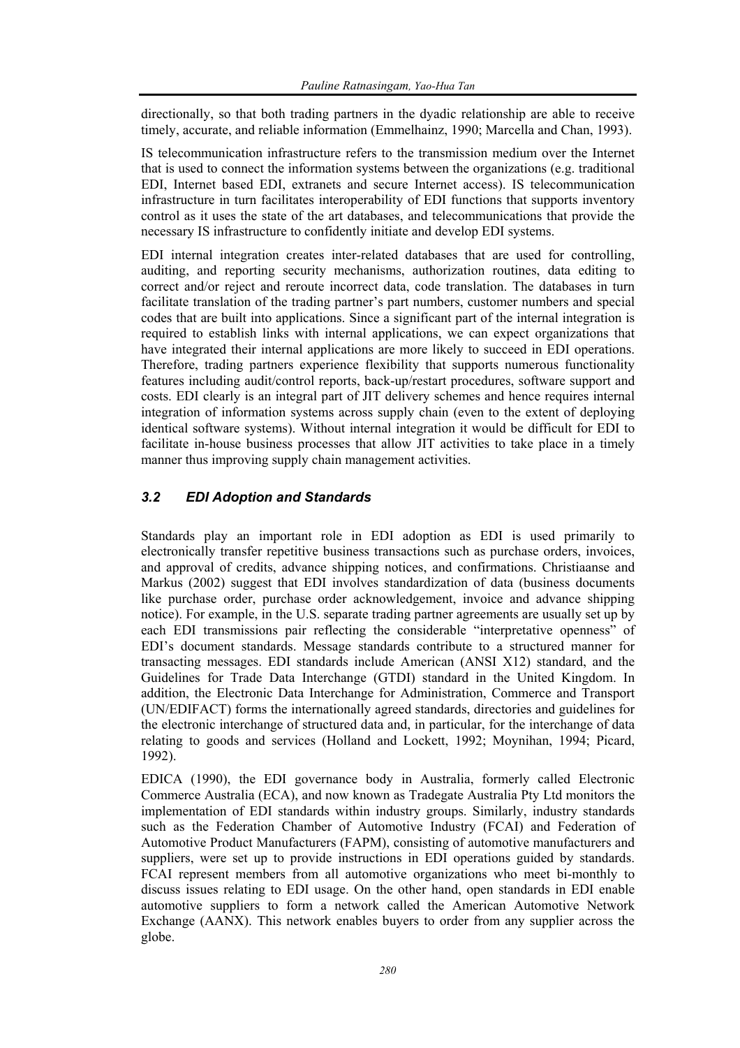directionally, so that both trading partners in the dyadic relationship are able to receive timely, accurate, and reliable information (Emmelhainz, 1990; Marcella and Chan, 1993).

IS telecommunication infrastructure refers to the transmission medium over the Internet that is used to connect the information systems between the organizations (e.g. traditional EDI, Internet based EDI, extranets and secure Internet access). IS telecommunication infrastructure in turn facilitates interoperability of EDI functions that supports inventory control as it uses the state of the art databases, and telecommunications that provide the necessary IS infrastructure to confidently initiate and develop EDI systems.

EDI internal integration creates inter-related databases that are used for controlling, auditing, and reporting security mechanisms, authorization routines, data editing to correct and/or reject and reroute incorrect data, code translation. The databases in turn facilitate translation of the trading partner's part numbers, customer numbers and special codes that are built into applications. Since a significant part of the internal integration is required to establish links with internal applications, we can expect organizations that have integrated their internal applications are more likely to succeed in EDI operations. Therefore, trading partners experience flexibility that supports numerous functionality features including audit/control reports, back-up/restart procedures, software support and costs. EDI clearly is an integral part of JIT delivery schemes and hence requires internal integration of information systems across supply chain (even to the extent of deploying identical software systems). Without internal integration it would be difficult for EDI to facilitate in-house business processes that allow JIT activities to take place in a timely manner thus improving supply chain management activities.

### *3.2 EDI Adoption and Standards*

Standards play an important role in EDI adoption as EDI is used primarily to electronically transfer repetitive business transactions such as purchase orders, invoices, and approval of credits, advance shipping notices, and confirmations. Christiaanse and Markus (2002) suggest that EDI involves standardization of data (business documents like purchase order, purchase order acknowledgement, invoice and advance shipping notice). For example, in the U.S. separate trading partner agreements are usually set up by each EDI transmissions pair reflecting the considerable "interpretative openness" of EDI's document standards. Message standards contribute to a structured manner for transacting messages. EDI standards include American (ANSI X12) standard, and the Guidelines for Trade Data Interchange (GTDI) standard in the United Kingdom. In addition, the Electronic Data Interchange for Administration, Commerce and Transport (UN/EDIFACT) forms the internationally agreed standards, directories and guidelines for the electronic interchange of structured data and, in particular, for the interchange of data relating to goods and services (Holland and Lockett, 1992; Moynihan, 1994; Picard, 1992).

EDICA (1990), the EDI governance body in Australia, formerly called Electronic Commerce Australia (ECA), and now known as Tradegate Australia Pty Ltd monitors the implementation of EDI standards within industry groups. Similarly, industry standards such as the Federation Chamber of Automotive Industry (FCAI) and Federation of Automotive Product Manufacturers (FAPM), consisting of automotive manufacturers and suppliers, were set up to provide instructions in EDI operations guided by standards. FCAI represent members from all automotive organizations who meet bi-monthly to discuss issues relating to EDI usage. On the other hand, open standards in EDI enable automotive suppliers to form a network called the American Automotive Network Exchange (AANX). This network enables buyers to order from any supplier across the globe.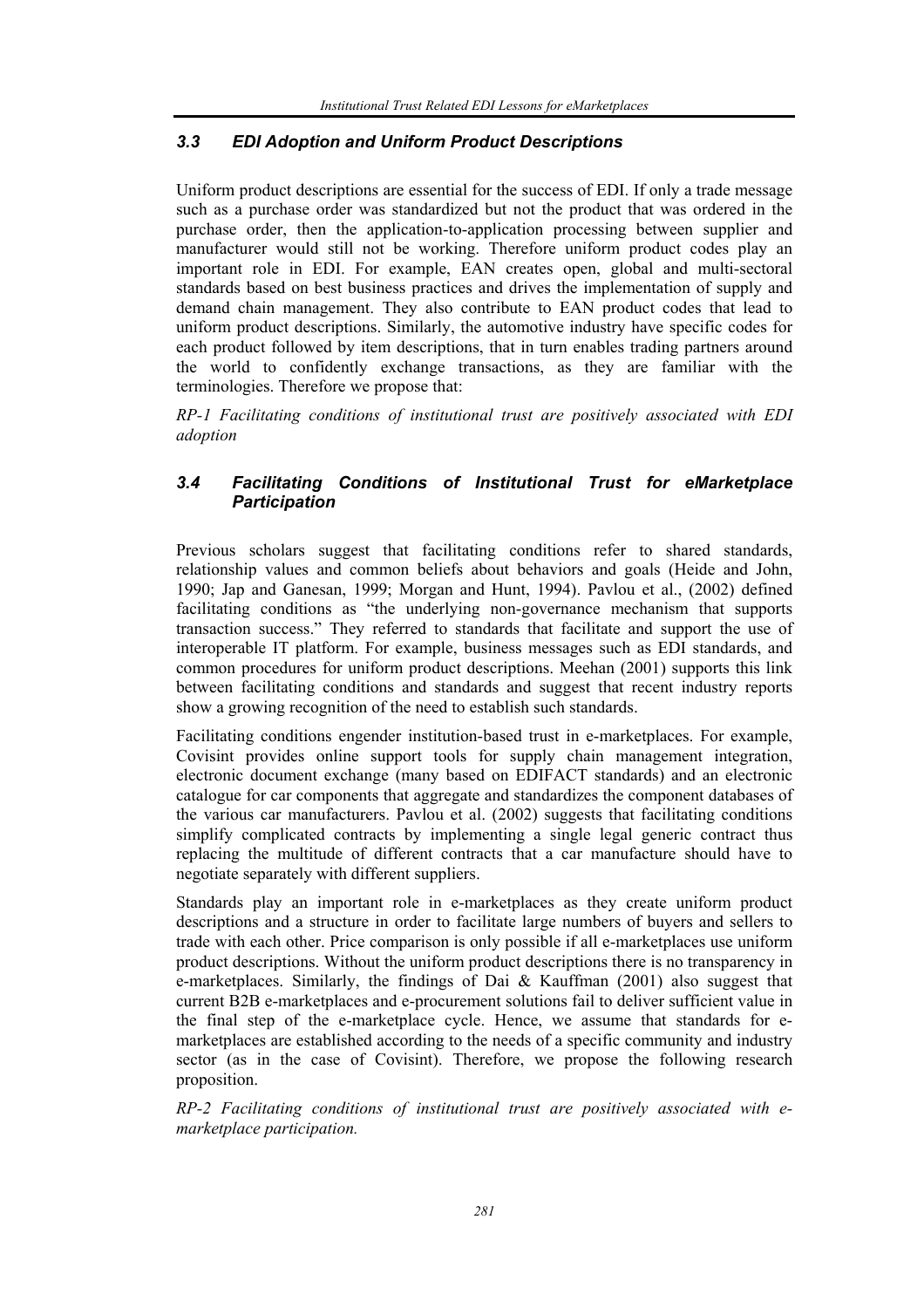### *3.3 EDI Adoption and Uniform Product Descriptions*

Uniform product descriptions are essential for the success of EDI. If only a trade message such as a purchase order was standardized but not the product that was ordered in the purchase order, then the application-to-application processing between supplier and manufacturer would still not be working. Therefore uniform product codes play an important role in EDI. For example, EAN creates open, global and multi-sectoral standards based on best business practices and drives the implementation of supply and demand chain management. They also contribute to EAN product codes that lead to uniform product descriptions. Similarly, the automotive industry have specific codes for each product followed by item descriptions, that in turn enables trading partners around the world to confidently exchange transactions, as they are familiar with the terminologies. Therefore we propose that:

*RP-1 Facilitating conditions of institutional trust are positively associated with EDI adoption*

### *3.4 Facilitating Conditions of Institutional Trust for eMarketplace Participation*

Previous scholars suggest that facilitating conditions refer to shared standards, relationship values and common beliefs about behaviors and goals (Heide and John, 1990; Jap and Ganesan, 1999; Morgan and Hunt, 1994). Pavlou et al., (2002) defined facilitating conditions as "the underlying non-governance mechanism that supports transaction success." They referred to standards that facilitate and support the use of interoperable IT platform. For example, business messages such as EDI standards, and common procedures for uniform product descriptions. Meehan (2001) supports this link between facilitating conditions and standards and suggest that recent industry reports show a growing recognition of the need to establish such standards.

Facilitating conditions engender institution-based trust in e-marketplaces. For example, Covisint provides online support tools for supply chain management integration, electronic document exchange (many based on EDIFACT standards) and an electronic catalogue for car components that aggregate and standardizes the component databases of the various car manufacturers. Pavlou et al. (2002) suggests that facilitating conditions simplify complicated contracts by implementing a single legal generic contract thus replacing the multitude of different contracts that a car manufacture should have to negotiate separately with different suppliers.

Standards play an important role in e-marketplaces as they create uniform product descriptions and a structure in order to facilitate large numbers of buyers and sellers to trade with each other. Price comparison is only possible if all e-marketplaces use uniform product descriptions. Without the uniform product descriptions there is no transparency in e-marketplaces. Similarly, the findings of Dai & Kauffman (2001) also suggest that current B2B e-marketplaces and e-procurement solutions fail to deliver sufficient value in the final step of the e-marketplace cycle. Hence, we assume that standards for e-marketplaces are established according to the needs of a specific community and industry sector (as in the case of Covisint). Therefore, we propose the following research proposition.

*RP-2 Facilitating conditions of institutional trust are positively associated with e-marketplace participation.*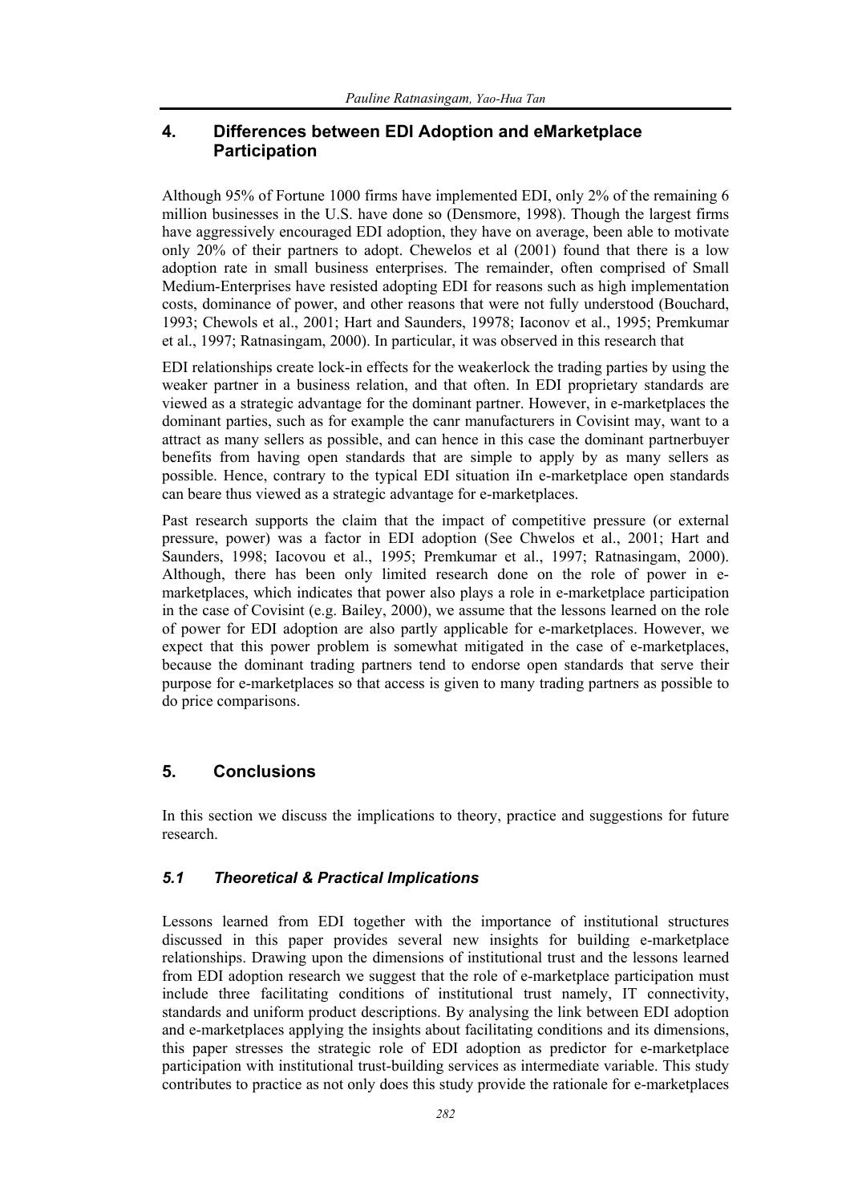## 4. Differences between EDI Adoption and eMarketplace Participation

Although 95% of Fortune 1000 firms have implemented EDI, only 2% of the remaining 6 million businesses in the U.S. have done so (Densmore, 1998). Though the largest firms have aggressively encouraged EDI adoption, they have on average, been able to motivate only 20% of their partners to adopt. Chewelos et al (2001) found that there is a low adoption rate in small business enterprises. The remainder, often comprised of Small Medium-Enterprises have resisted adopting EDI for reasons such as high implementation costs, dominance of power, and other reasons that were not fully understood (Bouchard, 1993; Chewols et al., 2001; Hart and Saunders, 19978; Iaconov et al., 1995; Premkumar et al., 1997; Ratnasingam, 2000). In particular, it was observed in this research that

EDI relationships create lock-in effects for the weakerlock the trading parties by using the weaker partner in a business relation, and that often. In EDI proprietary standards are viewed as a strategic advantage for the dominant partner. However, in e-marketplaces the dominant parties, such as for example the canr manufacturers in Covisint may, want to a attract as many sellers as possible, and can hence in this case the dominant partnerbuyer benefits from having open standards that are simple to apply by as many sellers as possible. Hence, contrary to the typical EDI situation iIn e-marketplace open standards can beare thus viewed as a strategic advantage for e-marketplaces.

Past research supports the claim that the impact of competitive pressure (or external pressure, power) was a factor in EDI adoption (See Chwelos et al., 2001; Hart and Saunders, 1998; Iacovou et al., 1995; Premkumar et al., 1997; Ratnasingam, 2000). Although, there has been only limited research done on the role of power in e-marketplaces, which indicates that power also plays a role in e-marketplace participation in the case of Covisint (e.g. Bailey, 2000), we assume that the lessons learned on the role of power for EDI adoption are also partly applicable for e-marketplaces. However, we expect that this power problem is somewhat mitigated in the case of e-marketplaces, because the dominant trading partners tend to endorse open standards that serve their purpose for e-marketplaces so that access is given to many trading partners as possible to do price comparisons.

## 5. Conclusions

In this section we discuss the implications to theory, practice and suggestions for future research.

### *5.1 Theoretical & Practical Implications*

Lessons learned from EDI together with the importance of institutional structures discussed in this paper provides several new insights for building e-marketplace relationships. Drawing upon the dimensions of institutional trust and the lessons learned from EDI adoption research we suggest that the role of e-marketplace participation must include three facilitating conditions of institutional trust namely, IT connectivity, standards and uniform product descriptions. By analysing the link between EDI adoption and e-marketplaces applying the insights about facilitating conditions and its dimensions, this paper stresses the strategic role of EDI adoption as predictor for e-marketplace participation with institutional trust-building services as intermediate variable. This study contributes to practice as not only does this study provide the rationale for e-marketplaces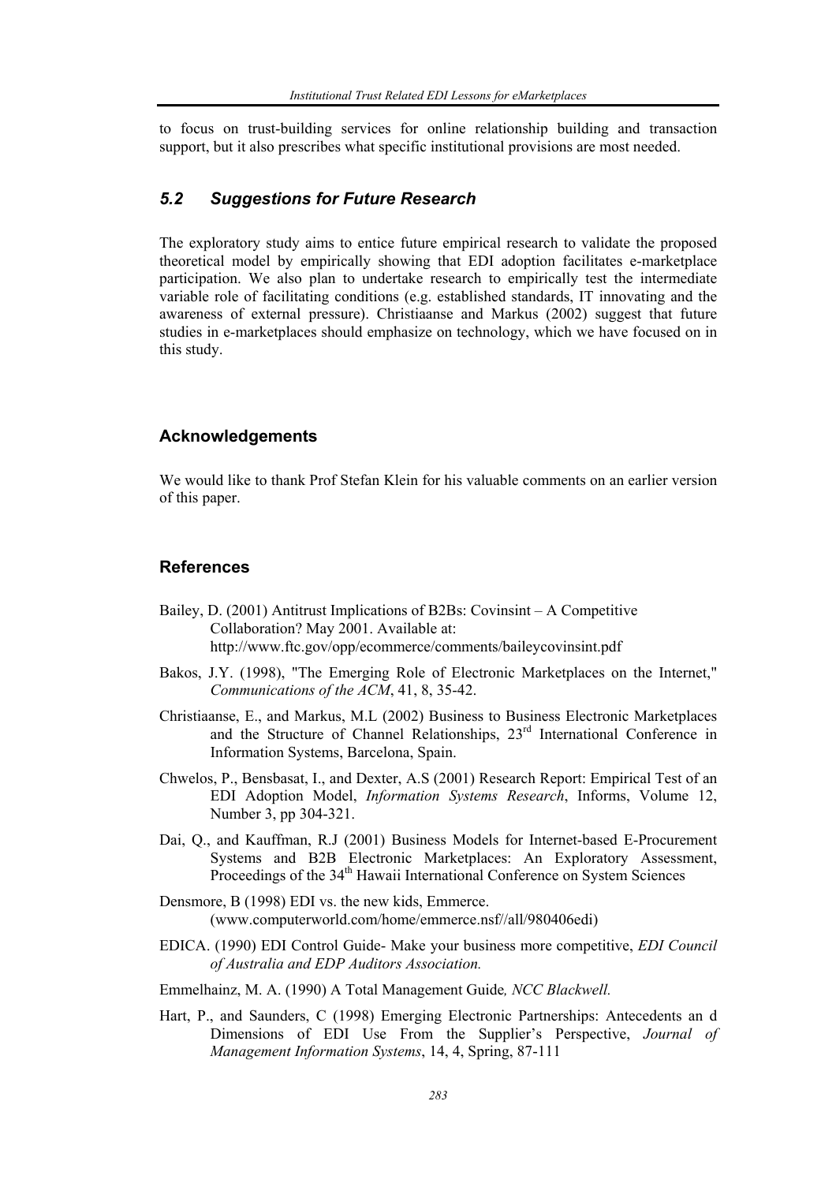to focus on trust-building services for online relationship building and transaction support, but it also prescribes what specific institutional provisions are most needed.

### *5.2 Suggestions for Future Research*

The exploratory study aims to entice future empirical research to validate the proposed theoretical model by empirically showing that EDI adoption facilitates e-marketplace participation. We also plan to undertake research to empirically test the intermediate variable role of facilitating conditions (e.g. established standards, IT innovating and the awareness of external pressure). Christiaanse and Markus (2002) suggest that future studies in e-marketplaces should emphasize on technology, which we have focused on in this study.

## Acknowledgements

We would like to thank Prof Stefan Klein for his valuable comments on an earlier version of this paper.

## References

Bailey, D. (2001) Antitrust Implications of B2Bs: Covinsint – A Competitive Collaboration? May 2001. Available at: http://www.ftc.gov/opp/ecommerce/comments/baileycovinsint.pdf

Bakos, J.Y. (1998), "The Emerging Role of Electronic Marketplaces on the Internet," *Communications of the ACM*, 41, 8, 35-42.

Christiaanse, E., and Markus, M.L (2002) Business to Business Electronic Marketplaces and the Structure of Channel Relationships, 23rd International Conference in Information Systems, Barcelona, Spain.

Chwelos, P., Bensbasat, I., and Dexter, A.S (2001) Research Report: Empirical Test of an EDI Adoption Model, *Information Systems Research*, Informs, Volume 12, Number 3, pp 304-321.

Dai, Q., and Kauffman, R.J (2001) Business Models for Internet-based E-Procurement Systems and B2B Electronic Marketplaces: An Exploratory Assessment, Proceedings of the 34th Hawaii International Conference on System Sciences

Densmore, B (1998) EDI vs. the new kids, Emmerce. (www.computerworld.com/home/emmerce.nsf//all/980406edi)

EDICA. (1990) EDI Control Guide- Make your business more competitive, *EDI Council of Australia and EDP Auditors Association.*

Emmelhainz, M. A. (1990) A Total Management Guide*, NCC Blackwell.*

Hart, P., and Saunders, C (1998) Emerging Electronic Partnerships: Antecedents an d Dimensions of EDI Use From the Supplier's Perspective, *Journal of Management Information Systems*, 14, 4, Spring, 87-111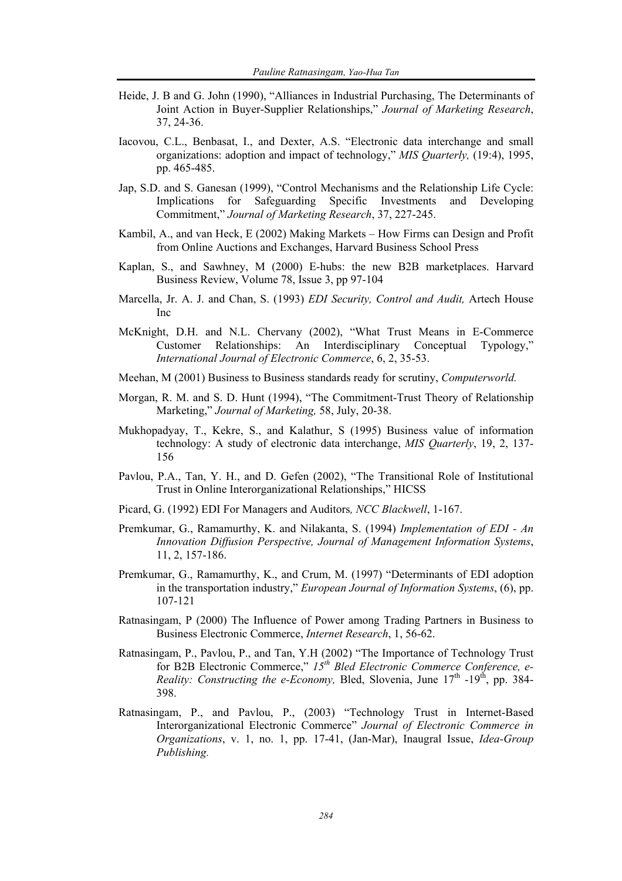Heide, J. B and G. John (1990), "Alliances in Industrial Purchasing, The Determinants of Joint Action in Buyer-Supplier Relationships," *Journal of Marketing Research*, 37, 24-36.

Iacovou, C.L., Benbasat, I., and Dexter, A.S. "Electronic data interchange and small organizations: adoption and impact of technology," *MIS Quarterly,* (19:4), 1995, pp. 465-485.

Jap, S.D. and S. Ganesan (1999), "Control Mechanisms and the Relationship Life Cycle: Implications for Safeguarding Specific Investments and Developing Commitment," *Journal of Marketing Research*, 37, 227-245.

Kambil, A., and van Heck, E (2002) Making Markets – How Firms can Design and Profit from Online Auctions and Exchanges, Harvard Business School Press

Kaplan, S., and Sawhney, M (2000) E-hubs: the new B2B marketplaces. Harvard Business Review, Volume 78, Issue 3, pp 97-104

Marcella, Jr. A. J. and Chan, S. (1993) *EDI Security, Control and Audit,* Artech House Inc

McKnight, D.H. and N.L. Chervany (2002), "What Trust Means in E-Commerce Customer Relationships: An Interdisciplinary Conceptual Typology," *International Journal of Electronic Commerce*, 6, 2, 35-53.

Meehan, M (2001) Business to Business standards ready for scrutiny, *Computerworld.*

Morgan, R. M. and S. D. Hunt (1994), "The Commitment-Trust Theory of Relationship Marketing," *Journal of Marketing,* 58, July, 20-38.

Mukhopadyay, T., Kekre, S., and Kalathur, S (1995) Business value of information technology: A study of electronic data interchange, *MIS Quarterly*, 19, 2, 137-156

Pavlou, P.A., Tan, Y. H., and D. Gefen (2002), "The Transitional Role of Institutional Trust in Online Interorganizational Relationships," HICSS

Picard, G. (1992) EDI For Managers and Auditors*, NCC Blackwell*, 1-167.

Premkumar, G., Ramamurthy, K. and Nilakanta, S. (1994) *Implementation of EDI - An Innovation Diffusion Perspective, Journal of Management Information Systems*, 11, 2, 157-186.

Premkumar, G., Ramamurthy, K., and Crum, M. (1997) "Determinants of EDI adoption in the transportation industry," *European Journal of Information Systems*, (6), pp. 107-121

Ratnasingam, P (2000) The Influence of Power among Trading Partners in Business to Business Electronic Commerce, *Internet Research*, 1, 56-62.

Ratnasingam, P., Pavlou, P., and Tan, Y.H (2002) "The Importance of Technology Trust for B2B Electronic Commerce," *15th Bled Electronic Commerce Conference, e-Reality: Constructing the e-Economy,* Bled, Slovenia, June 17th -19th, pp. 384-398.

Ratnasingam, P., and Pavlou, P., (2003) "Technology Trust in Internet-Based Interorganizational Electronic Commerce" *Journal of Electronic Commerce in Organizations*, v. 1, no. 1, pp. 17-41, (Jan-Mar), Inaugral Issue, *Idea-Group Publishing.*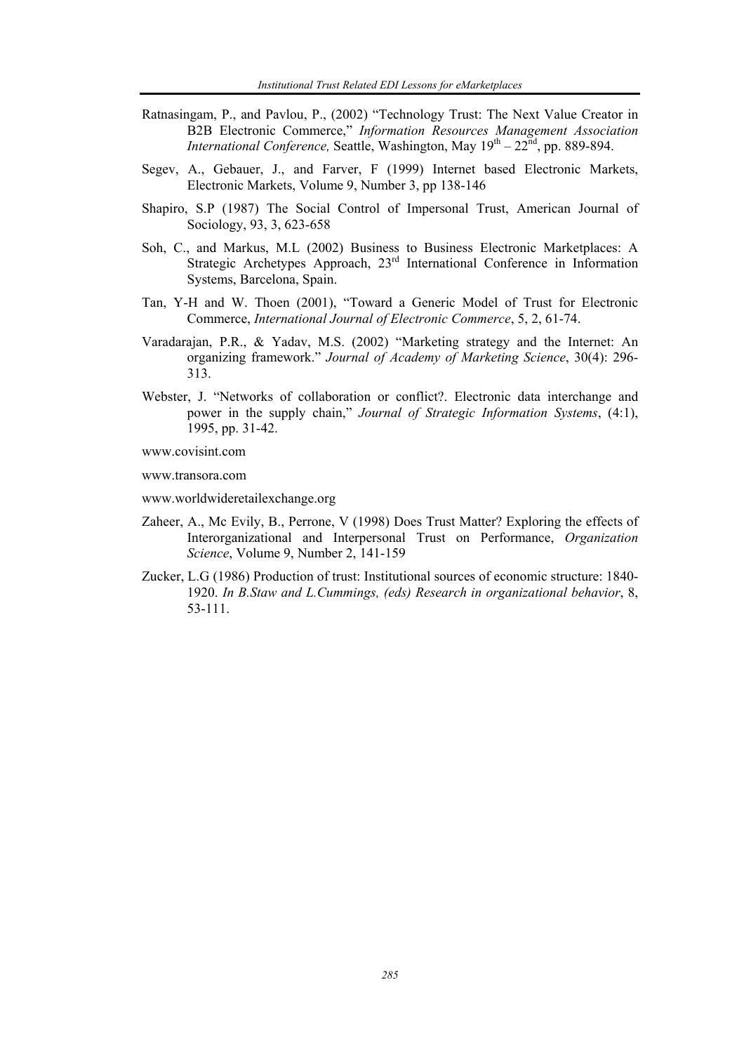Ratnasingam, P., and Pavlou, P., (2002) "Technology Trust: The Next Value Creator in B2B Electronic Commerce," *Information Resources Management Association International Conference,* Seattle, Washington, May 19th – 22nd, pp. 889-894.

Segev, A., Gebauer, J., and Farver, F (1999) Internet based Electronic Markets, Electronic Markets, Volume 9, Number 3, pp 138-146

Shapiro, S.P (1987) The Social Control of Impersonal Trust, American Journal of Sociology, 93, 3, 623-658

Soh, C., and Markus, M.L (2002) Business to Business Electronic Marketplaces: A Strategic Archetypes Approach, 23rd International Conference in Information Systems, Barcelona, Spain.

Tan, Y-H and W. Thoen (2001), "Toward a Generic Model of Trust for Electronic Commerce, *International Journal of Electronic Commerce*, 5, 2, 61-74.

Varadarajan, P.R., & Yadav, M.S. (2002) "Marketing strategy and the Internet: An organizing framework." *Journal of Academy of Marketing Science*, 30(4): 296-313.

Webster, J. "Networks of collaboration or conflict?. Electronic data interchange and power in the supply chain," *Journal of Strategic Information Systems*, (4:1), 1995, pp. 31-42.

www.covisint.com

www.transora.com

www.worldwideretailexchange.org

Zaheer, A., Mc Evily, B., Perrone, V (1998) Does Trust Matter? Exploring the effects of Interorganizational and Interpersonal Trust on Performance, *Organization Science*, Volume 9, Number 2, 141-159

Zucker, L.G (1986) Production of trust: Institutional sources of economic structure: 1840-1920. *In B.Staw and L.Cummings, (eds) Research in organizational behavior*, 8, 53-111.